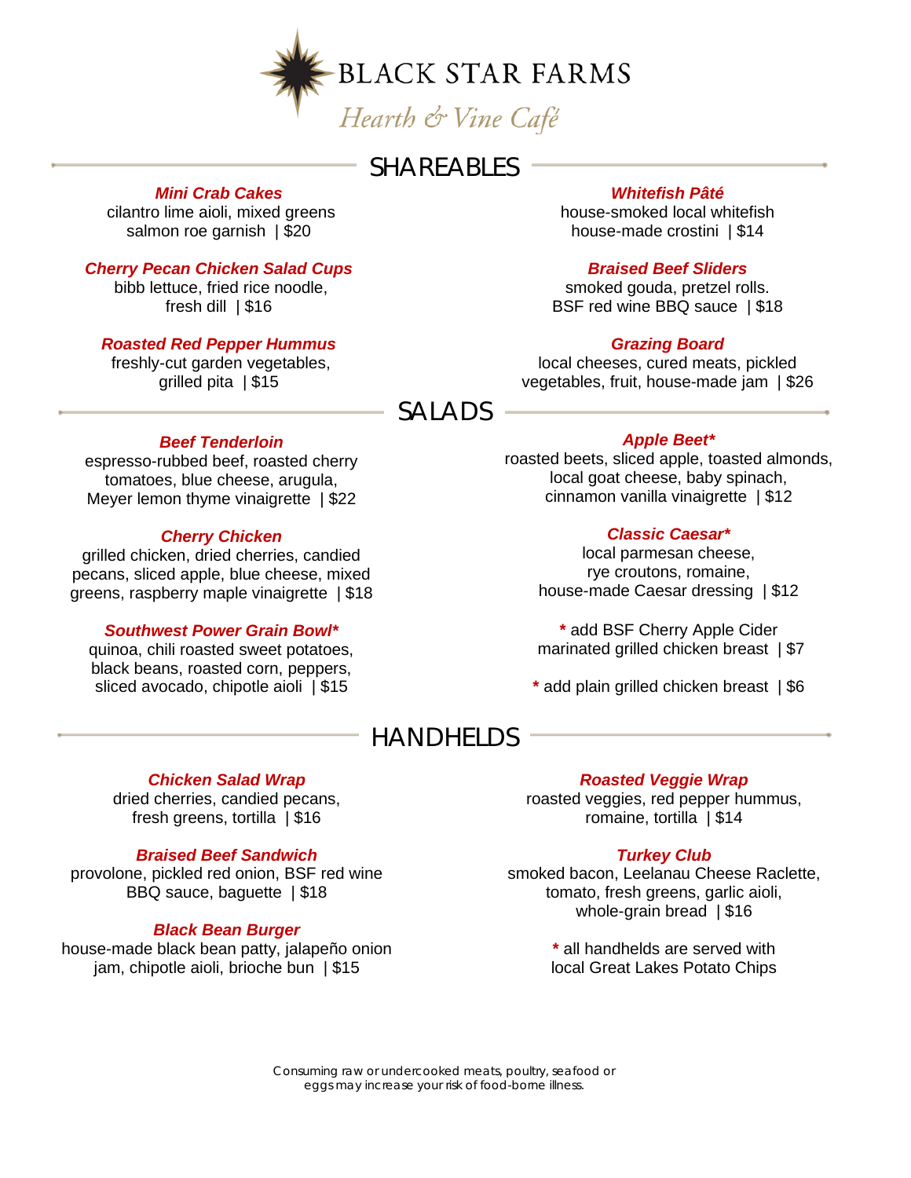# BLACK STAR FARMS

*Hearth & Vine Café*

## SHAREABLES

***Mini Crab Cakes***
cilantro lime aioli, mixed greens
salmon roe garnish | $20

***Cherry Pecan Chicken Salad Cups***
bibb lettuce, fried rice noodle,
fresh dill | $16

***Roasted Red Pepper Hummus***
freshly-cut garden vegetables,
grilled pita | $15

***Whitefish Pâté***
house-smoked local whitefish
house-made crostini | $14

***Braised Beef Sliders***
smoked gouda, pretzel rolls.
BSF red wine BBQ sauce | $18

***Grazing Board***
local cheeses, cured meats, pickled
vegetables, fruit, house-made jam | $26

## SALADS

***Beef Tenderloin***
espresso-rubbed beef, roasted cherry
tomatoes, blue cheese, arugula,
Meyer lemon thyme vinaigrette | $22

***Cherry Chicken***
grilled chicken, dried cherries, candied
pecans, sliced apple, blue cheese, mixed
greens, raspberry maple vinaigrette | $18

***Southwest Power Grain Bowl****
quinoa, chili roasted sweet potatoes,
black beans, roasted corn, peppers,
sliced avocado, chipotle aioli | $15

***Apple Beet****
roasted beets, sliced apple, toasted almonds,
local goat cheese, baby spinach,
cinnamon vanilla vinaigrette | $12

***Classic Caesar****
local parmesan cheese,
rye croutons, romaine,
house-made Caesar dressing | $12

* add BSF Cherry Apple Cider
marinated grilled chicken breast | $7

* add plain grilled chicken breast | $6

## HANDHELDS

***Chicken Salad Wrap***
dried cherries, candied pecans,
fresh greens, tortilla | $16

***Braised Beef Sandwich***
provolone, pickled red onion, BSF red wine
BBQ sauce, baguette | $18

***Black Bean Burger***
house-made black bean patty, jalapeño onion
jam, chipotle aioli, brioche bun | $15

***Roasted Veggie Wrap***
roasted veggies, red pepper hummus,
romaine, tortilla | $14

***Turkey Club***
smoked bacon, Leelanau Cheese Raclette,
tomato, fresh greens, garlic aioli,
whole-grain bread | $16

* all handhelds are served with
local Great Lakes Potato Chips

Consuming raw or undercooked meats, poultry, seafood or
eggs may increase your risk of food-borne illness.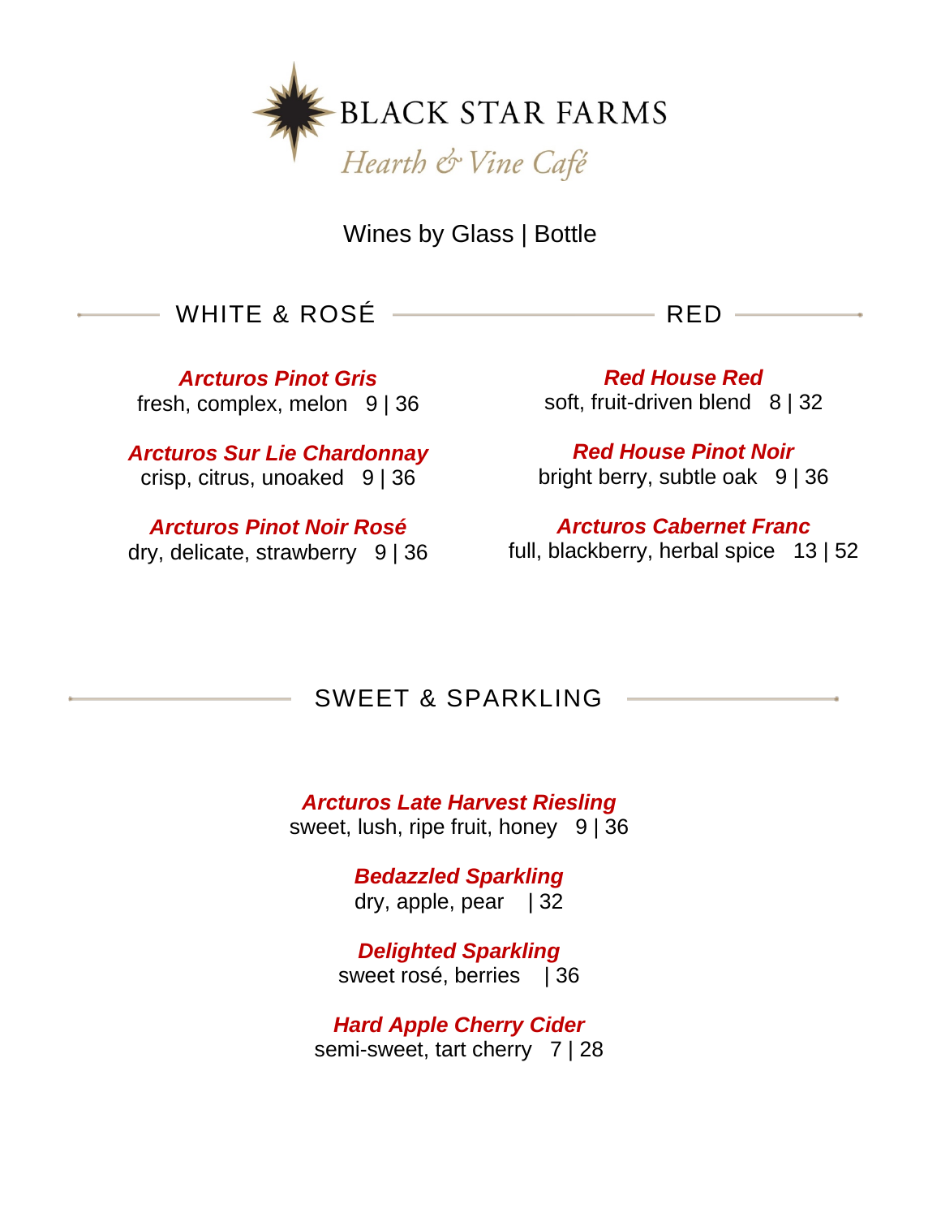# BLACK STAR FARMS

*Hearth & Vine Café*

Wines by Glass | Bottle

## WHITE & ROSÉ

***Arcturos Pinot Gris***
fresh, complex, melon 9 | 36

***Arcturos Sur Lie Chardonnay***
crisp, citrus, unoaked 9 | 36

***Arcturos Pinot Noir Rosé***
dry, delicate, strawberry 9 | 36

## RED

***Red House Red***
soft, fruit-driven blend 8 | 32

***Red House Pinot Noir***
bright berry, subtle oak 9 | 36

***Arcturos Cabernet Franc***
full, blackberry, herbal spice 13 | 52

## SWEET & SPARKLING

***Arcturos Late Harvest Riesling***
sweet, lush, ripe fruit, honey 9 | 36

***Bedazzled Sparkling***
dry, apple, pear | 32

***Delighted Sparkling***
sweet rosé, berries | 36

***Hard Apple Cherry Cider***
semi-sweet, tart cherry 7 | 28